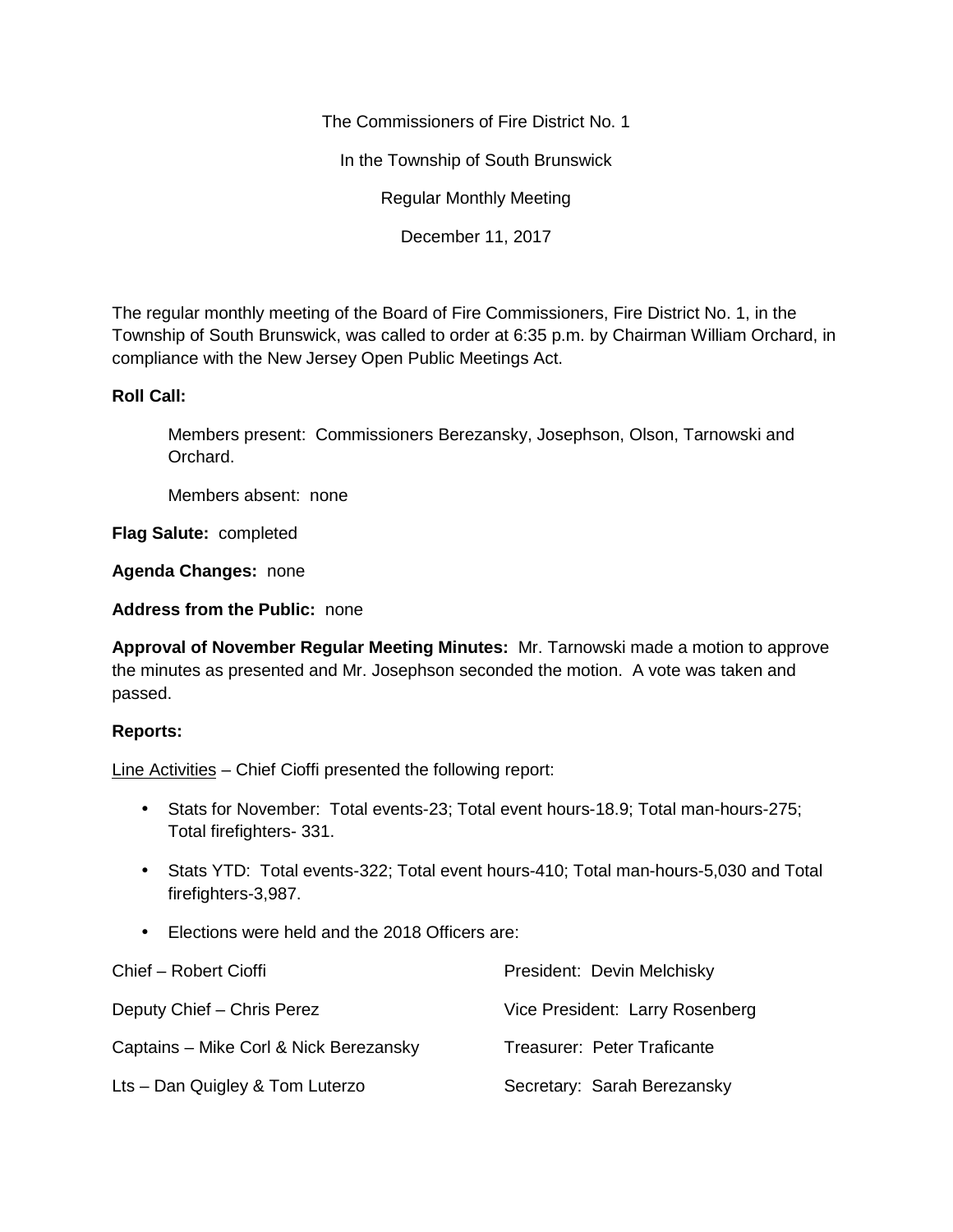The Commissioners of Fire District No. 1

In the Township of South Brunswick

Regular Monthly Meeting

December 11, 2017

The regular monthly meeting of the Board of Fire Commissioners, Fire District No. 1, in the Township of South Brunswick, was called to order at 6:35 p.m. by Chairman William Orchard, in compliance with the New Jersey Open Public Meetings Act.

**Roll Call:**

Members present: Commissioners Berezansky, Josephson, Olson, Tarnowski and Orchard.

Members absent: none

**Flag Salute:** completed

**Agenda Changes:** none

**Address from the Public:** none

**Approval of November Regular Meeting Minutes:** Mr. Tarnowski made a motion to approve the minutes as presented and Mr. Josephson seconded the motion. A vote was taken and passed.

**Reports:**

Line Activities – Chief Cioffi presented the following report:

- Stats for November: Total events-23; Total event hours-18.9; Total man-hours-275; Total firefighters- 331.
- Stats YTD: Total events-322; Total event hours-410; Total man-hours-5,030 and Total firefighters-3,987.
- Elections were held and the 2018 Officers are:

| | |
|---|---|
| Chief – Robert Cioffi | President: Devin Melchisky |
| Deputy Chief – Chris Perez | Vice President: Larry Rosenberg |
| Captains – Mike Corl & Nick Berezansky | Treasurer: Peter Traficante |
| Lts – Dan Quigley & Tom Luterzo | Secretary: Sarah Berezansky |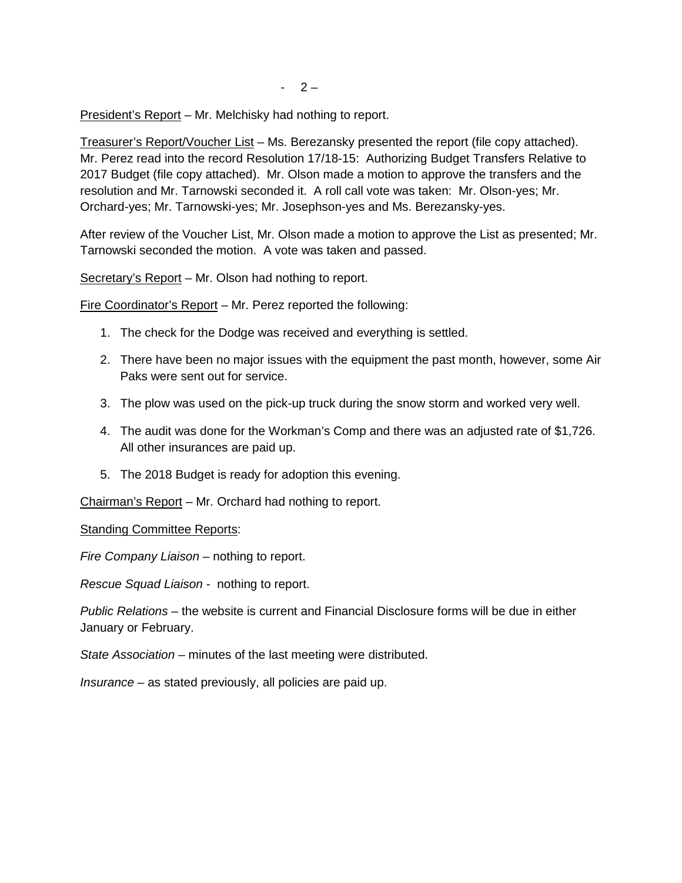President's Report – Mr. Melchisky had nothing to report.

Treasurer's Report/Voucher List – Ms. Berezansky presented the report (file copy attached). Mr. Perez read into the record Resolution 17/18-15: Authorizing Budget Transfers Relative to 2017 Budget (file copy attached). Mr. Olson made a motion to approve the transfers and the resolution and Mr. Tarnowski seconded it. A roll call vote was taken: Mr. Olson-yes; Mr. Orchard-yes; Mr. Tarnowski-yes; Mr. Josephson-yes and Ms. Berezansky-yes.

After review of the Voucher List, Mr. Olson made a motion to approve the List as presented; Mr. Tarnowski seconded the motion. A vote was taken and passed.

Secretary's Report – Mr. Olson had nothing to report.

Fire Coordinator's Report – Mr. Perez reported the following:

1. The check for the Dodge was received and everything is settled.
2. There have been no major issues with the equipment the past month, however, some Air Paks were sent out for service.
3. The plow was used on the pick-up truck during the snow storm and worked very well.
4. The audit was done for the Workman's Comp and there was an adjusted rate of $1,726. All other insurances are paid up.
5. The 2018 Budget is ready for adoption this evening.

Chairman's Report – Mr. Orchard had nothing to report.

Standing Committee Reports:

*Fire Company Liaison* – nothing to report.

*Rescue Squad Liaison* - nothing to report.

*Public Relations* – the website is current and Financial Disclosure forms will be due in either January or February.

*State Association* – minutes of the last meeting were distributed.

*Insurance* – as stated previously, all policies are paid up.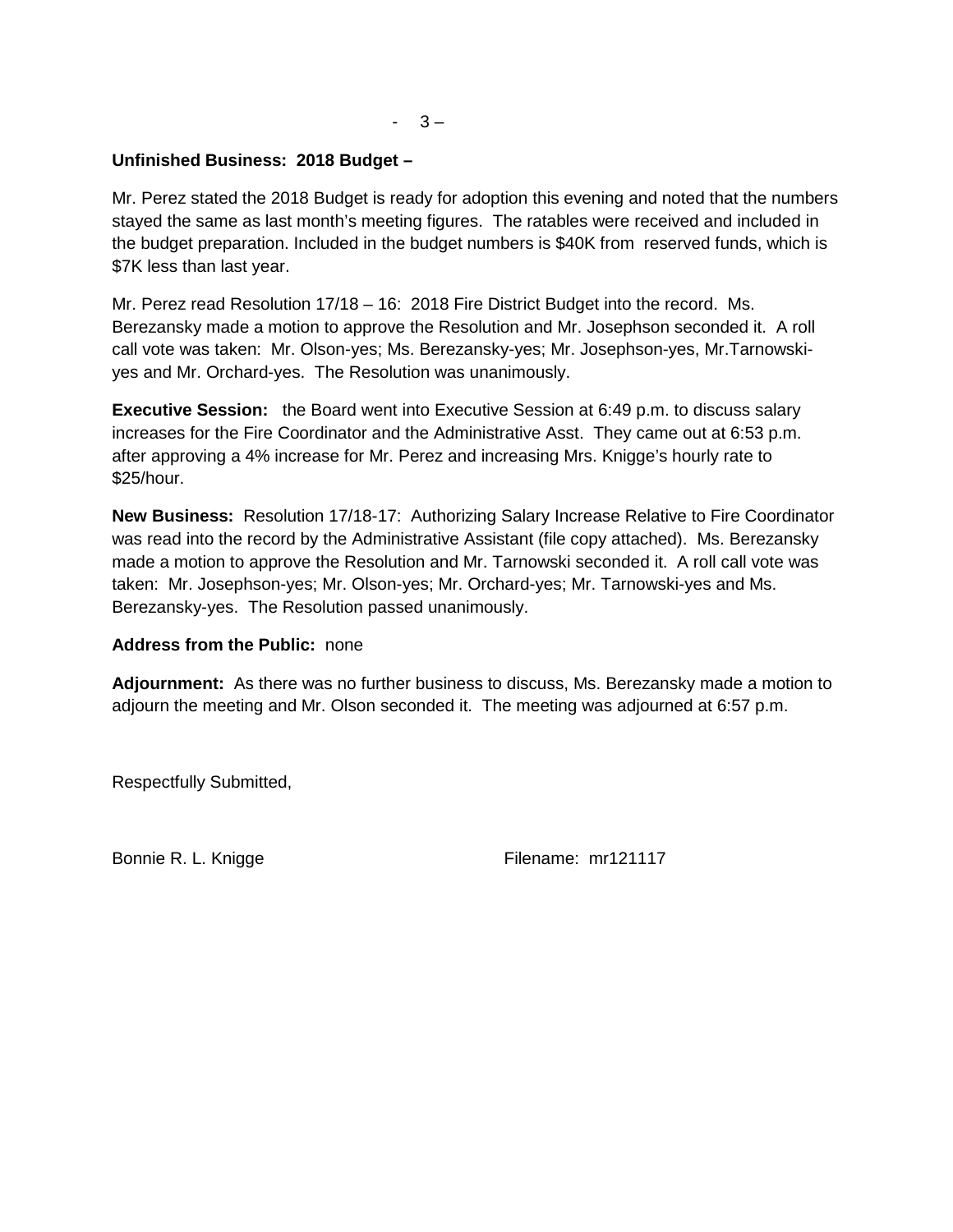**Unfinished Business: 2018 Budget –**

Mr. Perez stated the 2018 Budget is ready for adoption this evening and noted that the numbers stayed the same as last month's meeting figures. The ratables were received and included in the budget preparation. Included in the budget numbers is $40K from reserved funds, which is $7K less than last year.

Mr. Perez read Resolution 17/18 – 16: 2018 Fire District Budget into the record. Ms. Berezansky made a motion to approve the Resolution and Mr. Josephson seconded it. A roll call vote was taken: Mr. Olson-yes; Ms. Berezansky-yes; Mr. Josephson-yes, Mr.Tarnowski-yes and Mr. Orchard-yes. The Resolution was unanimously.

**Executive Session:** the Board went into Executive Session at 6:49 p.m. to discuss salary increases for the Fire Coordinator and the Administrative Asst. They came out at 6:53 p.m. after approving a 4% increase for Mr. Perez and increasing Mrs. Knigge's hourly rate to $25/hour.

**New Business:** Resolution 17/18-17: Authorizing Salary Increase Relative to Fire Coordinator was read into the record by the Administrative Assistant (file copy attached). Ms. Berezansky made a motion to approve the Resolution and Mr. Tarnowski seconded it. A roll call vote was taken: Mr. Josephson-yes; Mr. Olson-yes; Mr. Orchard-yes; Mr. Tarnowski-yes and Ms. Berezansky-yes. The Resolution passed unanimously.

**Address from the Public:** none

**Adjournment:** As there was no further business to discuss, Ms. Berezansky made a motion to adjourn the meeting and Mr. Olson seconded it. The meeting was adjourned at 6:57 p.m.

Respectfully Submitted,

Bonnie R. L. Knigge

Filename: mr121117